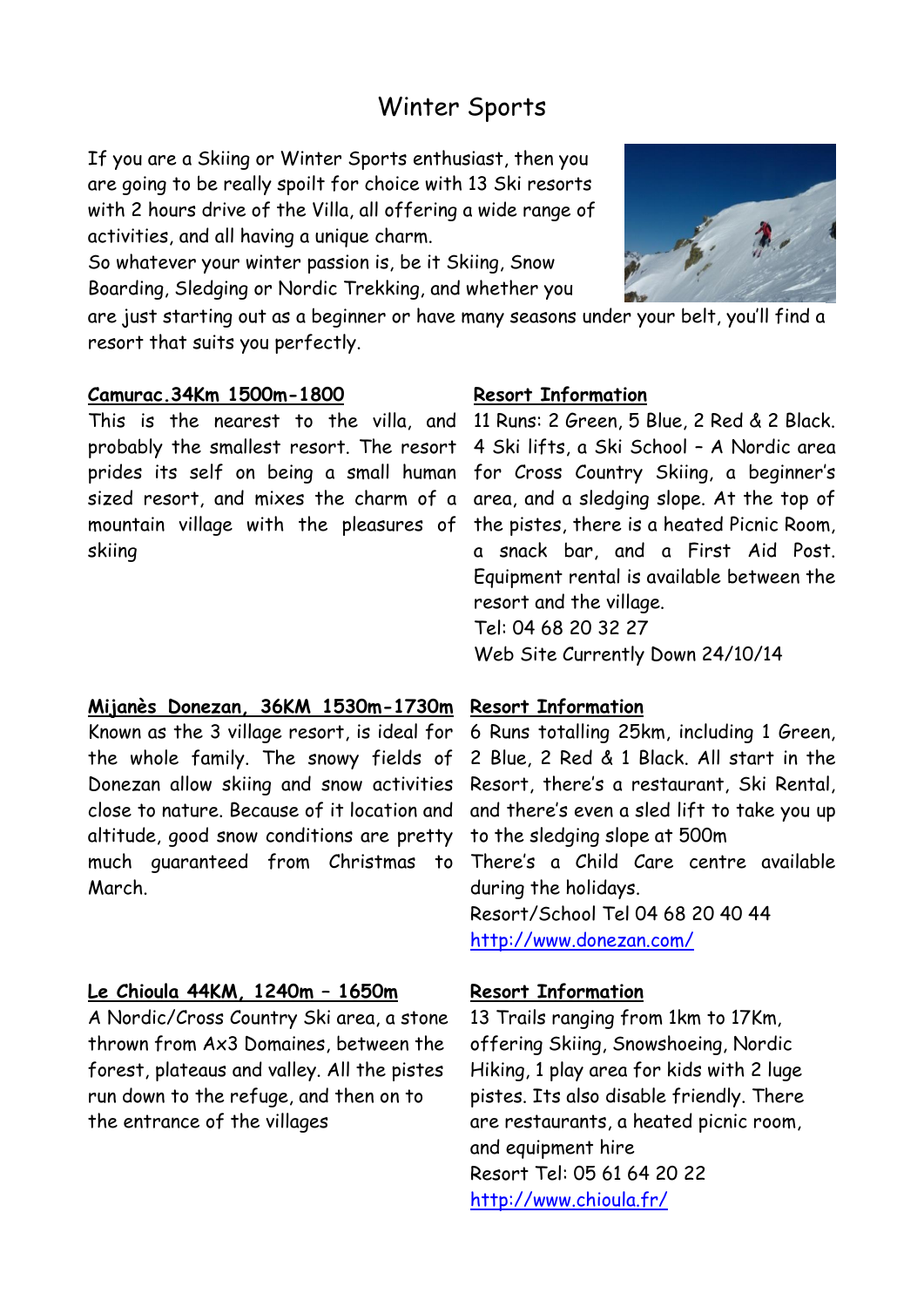# Winter Sports

If you are a Skiing or Winter Sports enthusiast, then you are going to be really spoilt for choice with 13 Ski resorts with 2 hours drive of the Villa, all offering a wide range of activities, and all having a unique charm.

So whatever your winter passion is, be it Skiing, Snow Boarding, Sledging or Nordic Trekking, and whether you are just starting out as a beginner or have many seasons under your belt, you'll find a resort that suits you perfectly.

**Camurac.34Km 1500m-1800**

This is the nearest to the villa, and probably the smallest resort. The resort prides its self on being a small human sized resort, and mixes the charm of a mountain village with the pleasures of skiing

**Resort Information**

11 Runs: 2 Green, 5 Blue, 2 Red & 2 Black. 4 Ski lifts, a Ski School – A Nordic area for Cross Country Skiing, a beginner's area, and a sledging slope. At the top of the pistes, there is a heated Picnic Room, a snack bar, and a First Aid Post. Equipment rental is available between the resort and the village.

Tel: 04 68 20 32 27

Web Site Currently Down 24/10/14

**Mijanès Donezan, 36KM 1530m-1730m**

Known as the 3 village resort, is ideal for the whole family. The snowy fields of Donezan allow skiing and snow activities close to nature. Because of it location and altitude, good snow conditions are pretty much guaranteed from Christmas to March.

**Resort Information**

6 Runs totalling 25km, including 1 Green, 2 Blue, 2 Red & 1 Black. All start in the Resort, there's a restaurant, Ski Rental, and there's even a sled lift to take you up to the sledging slope at 500m

There's a Child Care centre available during the holidays.

Resort/School Tel 04 68 20 40 44

http://www.donezan.com/

**Le Chioula 44KM, 1240m – 1650m**

A Nordic/Cross Country Ski area, a stone thrown from Ax3 Domaines, between the forest, plateaus and valley. All the pistes run down to the refuge, and then on to the entrance of the villages

**Resort Information**

13 Trails ranging from 1km to 17Km, offering Skiing, Snowshoeing, Nordic Hiking, 1 play area for kids with 2 luge pistes. Its also disable friendly. There are restaurants, a heated picnic room, and equipment hire

Resort Tel: 05 61 64 20 22

http://www.chioula.fr/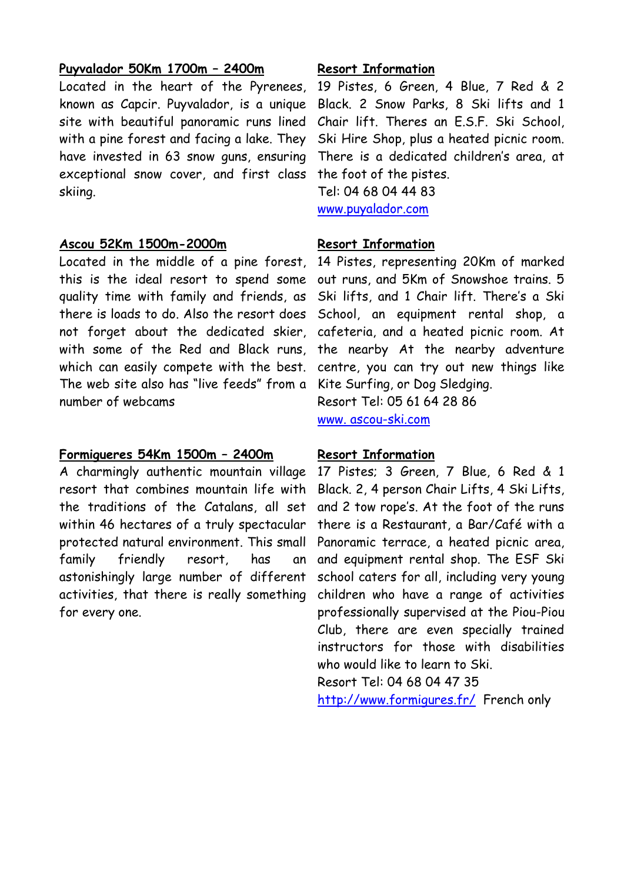**Puyvalador 50Km 1700m – 2400m**

Located in the heart of the Pyrenees, known as Capcir. Puyvalador, is a unique site with beautiful panoramic runs lined with a pine forest and facing a lake. They have invested in 63 snow guns, ensuring exceptional snow cover, and first class skiing.

**Resort Information**

19 Pistes, 6 Green, 4 Blue, 7 Red & 2 Black. 2 Snow Parks, 8 Ski lifts and 1 Chair lift. Theres an E.S.F. Ski School, Ski Hire Shop, plus a heated picnic room. There is a dedicated children's area, at the foot of the pistes.

Tel: 04 68 04 44 83

www.puyalador.com

**Ascou 52Km 1500m-2000m**

Located in the middle of a pine forest, this is the ideal resort to spend some quality time with family and friends, as there is loads to do. Also the resort does not forget about the dedicated skier, with some of the Red and Black runs, which can easily compete with the best. The web site also has "live feeds" from a number of webcams

**Resort Information**

14 Pistes, representing 20Km of marked out runs, and 5Km of Snowshoe trains. 5 Ski lifts, and 1 Chair lift. There's a Ski School, an equipment rental shop, a cafeteria, and a heated picnic room. At the nearby At the nearby adventure centre, you can try out new things like Kite Surfing, or Dog Sledging.

Resort Tel: 05 61 64 28 86

www. ascou-ski.com

**Formigueres 54Km 1500m – 2400m**

A charmingly authentic mountain village resort that combines mountain life with the traditions of the Catalans, all set within 46 hectares of a truly spectacular protected natural environment. This small family friendly resort, has an astonishingly large number of different activities, that there is really something for every one.

**Resort Information**

17 Pistes; 3 Green, 7 Blue, 6 Red & 1 Black. 2, 4 person Chair Lifts, 4 Ski Lifts, and 2 tow rope's. At the foot of the runs there is a Restaurant, a Bar/Café with a Panoramic terrace, a heated picnic area, and equipment rental shop. The ESF Ski school caters for all, including very young children who have a range of activities professionally supervised at the Piou-Piou Club, there are even specially trained instructors for those with disabilities who would like to learn to Ski.

Resort Tel: 04 68 04 47 35

http://www.formigures.fr/ French only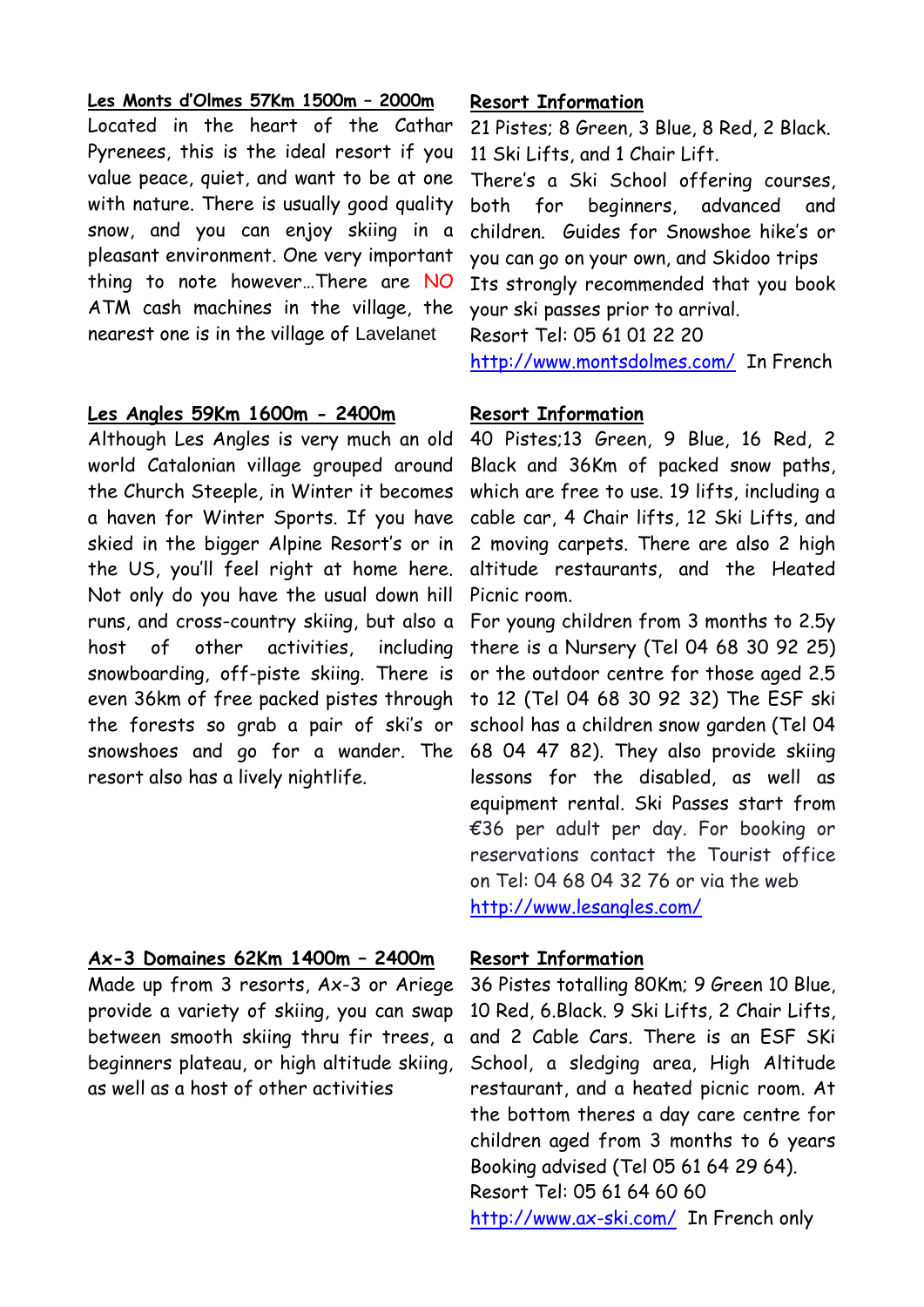**Les Monts d'Olmes 57Km 1500m – 2000m**

Located in the heart of the Cathar Pyrenees, this is the ideal resort if you value peace, quiet, and want to be at one with nature. There is usually good quality snow, and you can enjoy skiing in a pleasant environment. One very important thing to note however…There are NO ATM cash machines in the village, the nearest one is in the village of Lavelanet

**Resort Information**

21 Pistes; 8 Green, 3 Blue, 8 Red, 2 Black. 11 Ski Lifts, and 1 Chair Lift.
There's a Ski School offering courses, both for beginners, advanced and children. Guides for Snowshoe hike's or you can go on your own, and Skidoo trips
Its strongly recommended that you book your ski passes prior to arrival.
Resort Tel: 05 61 01 22 20
http://www.montsdolmes.com/ In French

**Les Angles 59Km 1600m - 2400m**

Although Les Angles is very much an old world Catalonian village grouped around the Church Steeple, in Winter it becomes a haven for Winter Sports. If you have skied in the bigger Alpine Resort's or in the US, you'll feel right at home here. Not only do you have the usual down hill runs, and cross-country skiing, but also a host of other activities, including snowboarding, off-piste skiing. There is even 36km of free packed pistes through the forests so grab a pair of ski's or snowshoes and go for a wander. The resort also has a lively nightlife.

**Resort Information**

40 Pistes;13 Green, 9 Blue, 16 Red, 2 Black and 36Km of packed snow paths, which are free to use. 19 lifts, including a cable car, 4 Chair lifts, 12 Ski Lifts, and 2 moving carpets. There are also 2 high altitude restaurants, and the Heated Picnic room.
For young children from 3 months to 2.5y there is a Nursery (Tel 04 68 30 92 25) or the outdoor centre for those aged 2.5 to 12 (Tel 04 68 30 92 32) The ESF ski school has a children snow garden (Tel 04 68 04 47 82). They also provide skiing lessons for the disabled, as well as equipment rental. Ski Passes start from €36 per adult per day. For booking or reservations contact the Tourist office on Tel: 04 68 04 32 76 or via the web
http://www.lesangles.com/

**Ax-3 Domaines 62Km 1400m – 2400m**

Made up from 3 resorts, Ax-3 or Ariege provide a variety of skiing, you can swap between smooth skiing thru fir trees, a beginners plateau, or high altitude skiing, as well as a host of other activities

**Resort Information**

36 Pistes totalling 80Km; 9 Green 10 Blue, 10 Red, 6.Black. 9 Ski Lifts, 2 Chair Lifts, and 2 Cable Cars. There is an ESF SKi School, a sledging area, High Altitude restaurant, and a heated picnic room. At the bottom theres a day care centre for children aged from 3 months to 6 years Booking advised (Tel 05 61 64 29 64).
Resort Tel: 05 61 64 60 60
http://www.ax-ski.com/ In French only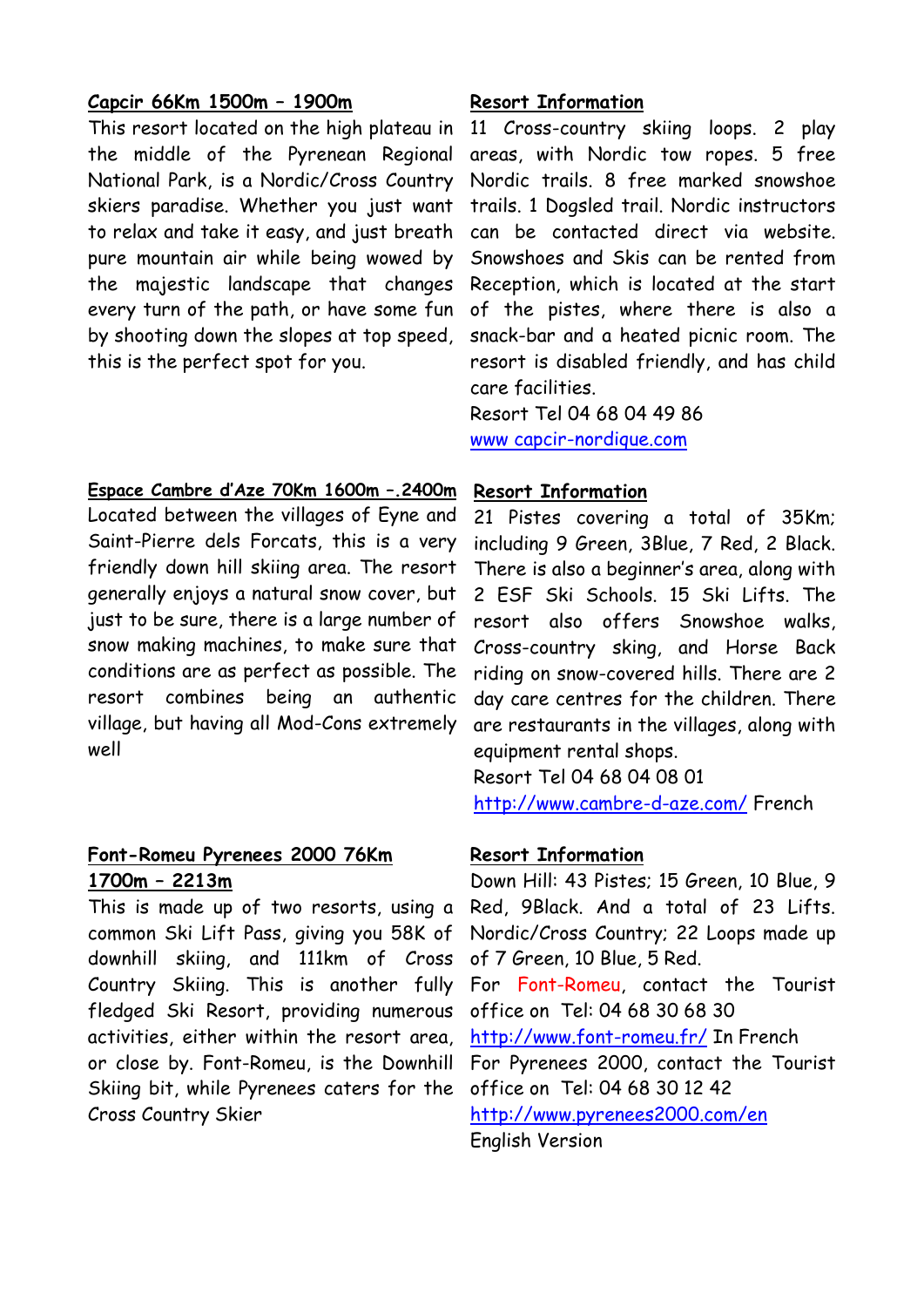**Capcir 66Km 1500m – 1900m**

This resort located on the high plateau in the middle of the Pyrenean Regional National Park, is a Nordic/Cross Country skiers paradise. Whether you just want to relax and take it easy, and just breath pure mountain air while being wowed by the majestic landscape that changes every turn of the path, or have some fun by shooting down the slopes at top speed, this is the perfect spot for you.

**Resort Information**

11 Cross-country skiing loops. 2 play areas, with Nordic tow ropes. 5 free Nordic trails. 8 free marked snowshoe trails. 1 Dogsled trail. Nordic instructors can be contacted direct via website. Snowshoes and Skis can be rented from Reception, which is located at the start of the pistes, where there is also a snack-bar and a heated picnic room. The resort is disabled friendly, and has child care facilities.

Resort Tel 04 68 04 49 86

www capcir-nordique.com

**Espace Cambre d'Aze 70Km 1600m –.2400m**

Located between the villages of Eyne and Saint-Pierre dels Forcats, this is a very friendly down hill skiing area. The resort generally enjoys a natural snow cover, but just to be sure, there is a large number of snow making machines, to make sure that conditions are as perfect as possible. The resort combines being an authentic village, but having all Mod-Cons extremely well

**Resort Information**

21 Pistes covering a total of 35Km; including 9 Green, 3Blue, 7 Red, 2 Black. There is also a beginner's area, along with 2 ESF Ski Schools. 15 Ski Lifts. The resort also offers Snowshoe walks, Cross-country sking, and Horse Back riding on snow-covered hills. There are 2 day care centres for the children. There are restaurants in the villages, along with equipment rental shops.

Resort Tel 04 68 04 08 01

http://www.cambre-d-aze.com/ French

**Font-Romeu Pyrenees 2000 76Km 1700m – 2213m**

This is made up of two resorts, using a common Ski Lift Pass, giving you 58K of downhill skiing, and 111km of Cross Country Skiing. This is another fully fledged Ski Resort, providing numerous activities, either within the resort area, or close by. Font-Romeu, is the Downhill Skiing bit, while Pyrenees caters for the Cross Country Skier

**Resort Information**

Down Hill: 43 Pistes; 15 Green, 10 Blue, 9 Red, 9Black. And a total of 23 Lifts.

Nordic/Cross Country; 22 Loops made up of 7 Green, 10 Blue, 5 Red.

For Font-Romeu, contact the Tourist office on Tel: 04 68 30 68 30

http://www.font-romeu.fr/ In French

For Pyrenees 2000, contact the Tourist office on Tel: 04 68 30 12 42

http://www.pyrenees2000.com/en

English Version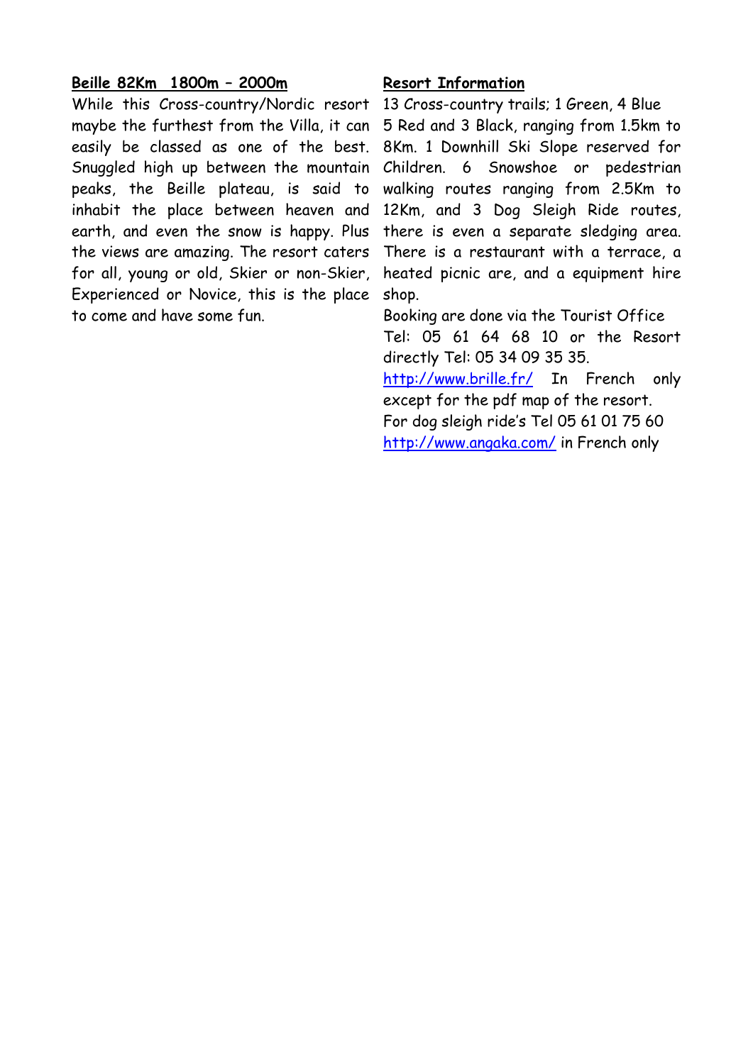**Beille 82Km 1800m – 2000m**

While this Cross-country/Nordic resort maybe the furthest from the Villa, it can easily be classed as one of the best. Snuggled high up between the mountain peaks, the Beille plateau, is said to inhabit the place between heaven and earth, and even the snow is happy. Plus the views are amazing. The resort caters for all, young or old, Skier or non-Skier, Experienced or Novice, this is the place to come and have some fun.

**Resort Information**

13 Cross-country trails; 1 Green, 4 Blue 5 Red and 3 Black, ranging from 1.5km to 8Km. 1 Downhill Ski Slope reserved for Children. 6 Snowshoe or pedestrian walking routes ranging from 2.5Km to 12Km, and 3 Dog Sleigh Ride routes, there is even a separate sledging area. There is a restaurant with a terrace, a heated picnic are, and a equipment hire shop.

Booking are done via the Tourist Office Tel: 05 61 64 68 10 or the Resort directly Tel: 05 34 09 35 35.

[http://www.brille.fr/](http://www.brille.fr/) In French only except for the pdf map of the resort.

For dog sleigh ride's Tel 05 61 01 75 60

[http://www.angaka.com/](http://www.angaka.com/) in French only